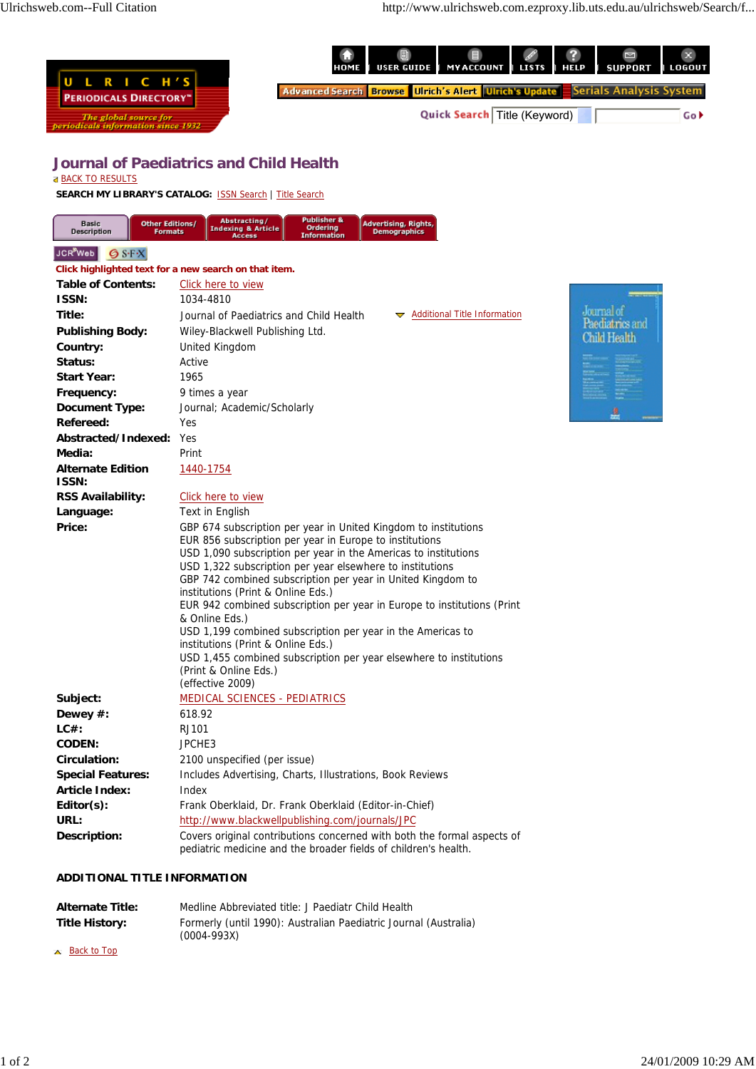# Journal of Paediatrics and Child Health

BACK TO RESULTS

**SEARCH MY LIBRARY'S CATALOG:** ISSN Search | Title Search

Basic Description | Other Editions/ Formats | Abstracting/ Indexing & Article Access | Publisher & Ordering Information | Advertising, Rights, Demographics

Click highlighted text for a new search on that item.

| | |
|---|---|
| **Table of Contents:** | Click here to view |
| **ISSN:** | 1034-4810 |
| **Title:** | Journal of Paediatrics and Child Health — Additional Title Information |
| **Publishing Body:** | Wiley-Blackwell Publishing Ltd. |
| **Country:** | United Kingdom |
| **Status:** | Active |
| **Start Year:** | 1965 |
| **Frequency:** | 9 times a year |
| **Document Type:** | Journal; Academic/Scholarly |
| **Refereed:** | Yes |
| **Abstracted/Indexed:** | Yes |
| **Media:** | Print |
| **Alternate Edition ISSN:** | 1440-1754 |
| **RSS Availability:** | Click here to view |
| **Language:** | Text in English |
| **Price:** | GBP 674 subscription per year in United Kingdom to institutions<br>EUR 856 subscription per year in Europe to institutions<br>USD 1,090 subscription per year in the Americas to institutions<br>USD 1,322 subscription per year elsewhere to institutions<br>GBP 742 combined subscription per year in United Kingdom to institutions (Print & Online Eds.)<br>EUR 942 combined subscription per year in Europe to institutions (Print & Online Eds.)<br>USD 1,199 combined subscription per year in the Americas to institutions (Print & Online Eds.)<br>USD 1,455 combined subscription per year elsewhere to institutions (Print & Online Eds.)<br>(effective 2009) |
| **Subject:** | MEDICAL SCIENCES - PEDIATRICS |
| **Dewey #:** | 618.92 |
| **LC#:** | RJ101 |
| **CODEN:** | JPCHE3 |
| **Circulation:** | 2100 unspecified (per issue) |
| **Special Features:** | Includes Advertising, Charts, Illustrations, Book Reviews |
| **Article Index:** | Index |
| **Editor(s):** | Frank Oberklaid, Dr. Frank Oberklaid (Editor-in-Chief) |
| **URL:** | http://www.blackwellpublishing.com/journals/JPC |
| **Description:** | Covers original contributions concerned with both the formal aspects of pediatric medicine and the broader fields of children's health. |

## ADDITIONAL TITLE INFORMATION

| | |
|---|---|
| **Alternate Title:** | Medline Abbreviated title: J Paediatr Child Health |
| **Title History:** | Formerly (until 1990): Australian Paediatric Journal (Australia) (0004-993X) |

Back to Top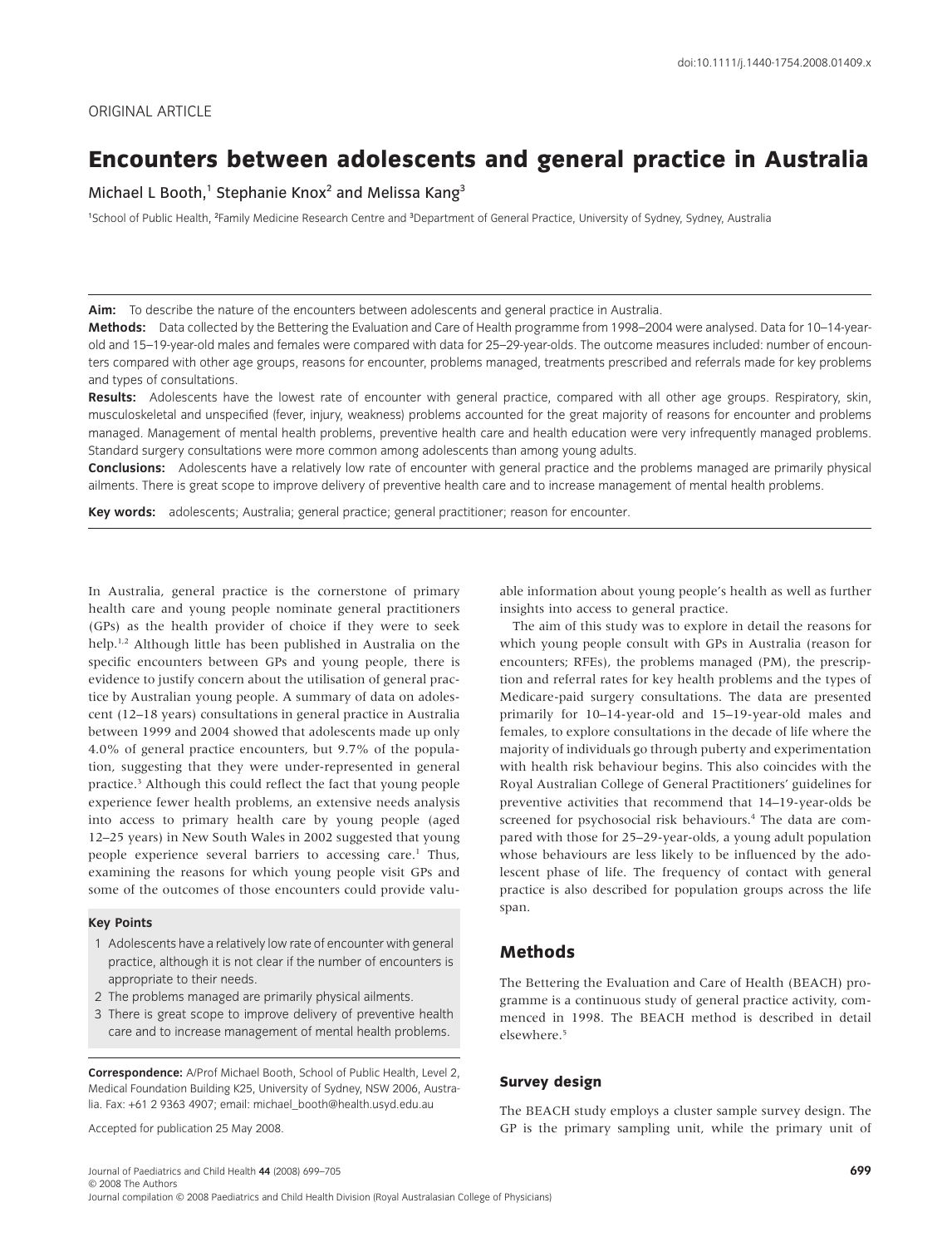ORIGINAL ARTICLE

# Encounters between adolescents and general practice in Australia

Michael L Booth,[1] Stephanie Knox[2] and Melissa Kang[3]

[1]School of Public Health, [2]Family Medicine Research Centre and [3]Department of General Practice, University of Sydney, Sydney, Australia

**Aim:** To describe the nature of the encounters between adolescents and general practice in Australia.

**Methods:** Data collected by the Bettering the Evaluation and Care of Health programme from 1998–2004 were analysed. Data for 10–14-year-old and 15–19-year-old males and females were compared with data for 25–29-year-olds. The outcome measures included: number of encounters compared with other age groups, reasons for encounter, problems managed, treatments prescribed and referrals made for key problems and types of consultations.

**Results:** Adolescents have the lowest rate of encounter with general practice, compared with all other age groups. Respiratory, skin, musculoskeletal and unspecified (fever, injury, weakness) problems accounted for the great majority of reasons for encounter and problems managed. Management of mental health problems, preventive health care and health education were very infrequently managed problems. Standard surgery consultations were more common among adolescents than among young adults.

**Conclusions:** Adolescents have a relatively low rate of encounter with general practice and the problems managed are primarily physical ailments. There is great scope to improve delivery of preventive health care and to increase management of mental health problems.

**Key words:** adolescents; Australia; general practice; general practitioner; reason for encounter.

In Australia, general practice is the cornerstone of primary health care and young people nominate general practitioners (GPs) as the health provider of choice if they were to seek help.[1,2] Although little has been published in Australia on the specific encounters between GPs and young people, there is evidence to justify concern about the utilisation of general practice by Australian young people. A summary of data on adolescent (12–18 years) consultations in general practice in Australia between 1999 and 2004 showed that adolescents made up only 4.0% of general practice encounters, but 9.7% of the population, suggesting that they were under-represented in general practice.[3] Although this could reflect the fact that young people experience fewer health problems, an extensive needs analysis into access to primary health care by young people (aged 12–25 years) in New South Wales in 2002 suggested that young people experience several barriers to accessing care.[1] Thus, examining the reasons for which young people visit GPs and some of the outcomes of those encounters could provide valuable information about young people's health as well as further insights into access to general practice.

The aim of this study was to explore in detail the reasons for which young people consult with GPs in Australia (reason for encounters; RFEs), the problems managed (PM), the prescription and referral rates for key health problems and the types of Medicare-paid surgery consultations. The data are presented primarily for 10–14-year-old and 15–19-year-old males and females, to explore consultations in the decade of life where the majority of individuals go through puberty and experimentation with health risk behaviour begins. This also coincides with the Royal Australian College of General Practitioners' guidelines for preventive activities that recommend that 14–19-year-olds be screened for psychosocial risk behaviours.[4] The data are compared with those for 25–29-year-olds, a young adult population whose behaviours are less likely to be influenced by the adolescent phase of life. The frequency of contact with general practice is also described for population groups across the life span.

**Key Points**

1. Adolescents have a relatively low rate of encounter with general practice, although it is not clear if the number of encounters is appropriate to their needs.
2. The problems managed are primarily physical ailments.
3. There is great scope to improve delivery of preventive health care and to increase management of mental health problems.

**Correspondence:** A/Prof Michael Booth, School of Public Health, Level 2, Medical Foundation Building K25, University of Sydney, NSW 2006, Australia. Fax: +61 2 9363 4907; email: michael_booth@health.usyd.edu.au

Accepted for publication 25 May 2008.

## Methods

The Bettering the Evaluation and Care of Health (BEACH) programme is a continuous study of general practice activity, commenced in 1998. The BEACH method is described in detail elsewhere.[5]

### Survey design

The BEACH study employs a cluster sample survey design. The GP is the primary sampling unit, while the primary unit of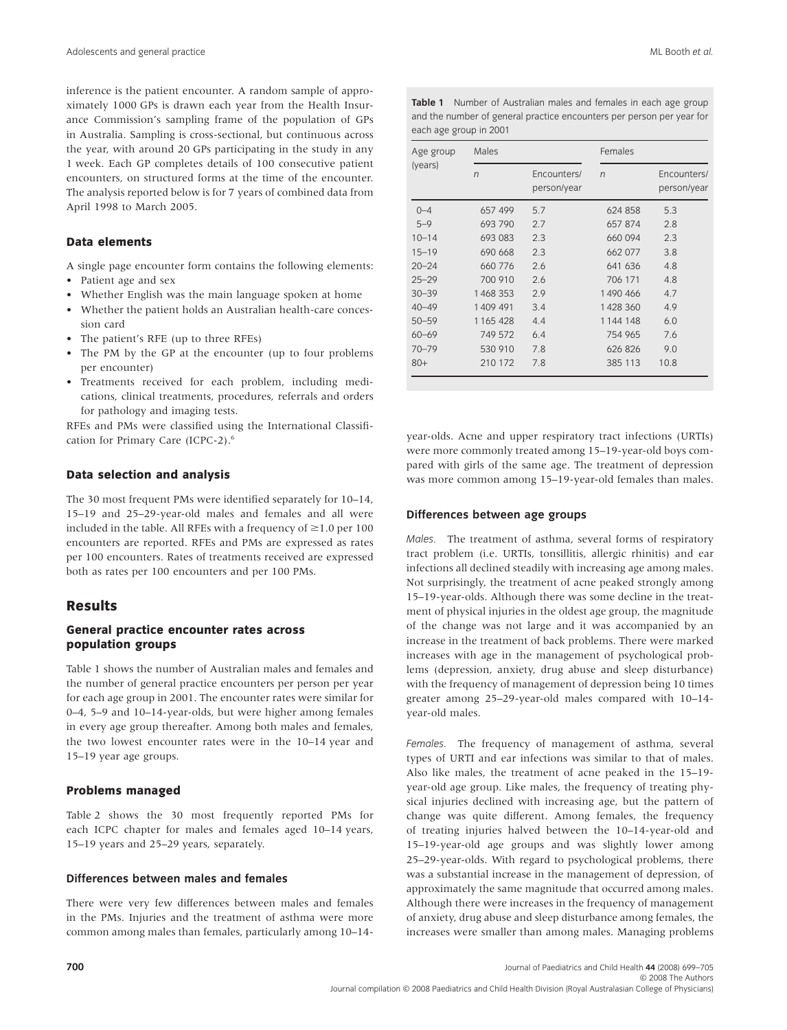inference is the patient encounter. A random sample of approximately 1000 GPs is drawn each year from the Health Insurance Commission's sampling frame of the population of GPs in Australia. Sampling is cross-sectional, but continuous across the year, with around 20 GPs participating in the study in any 1 week. Each GP completes details of 100 consecutive patient encounters, on structured forms at the time of the encounter. The analysis reported below is for 7 years of combined data from April 1998 to March 2005.

### Data elements

A single page encounter form contains the following elements:

- Patient age and sex
- Whether English was the main language spoken at home
- Whether the patient holds an Australian health-care concession card
- The patient's RFE (up to three RFEs)
- The PM by the GP at the encounter (up to four problems per encounter)
- Treatments received for each problem, including medications, clinical treatments, procedures, referrals and orders for pathology and imaging tests.

RFEs and PMs were classified using the International Classification for Primary Care (ICPC-2).[6]

### Data selection and analysis

The 30 most frequent PMs were identified separately for 10–14, 15–19 and 25–29-year-old males and females and all were included in the table. All RFEs with a frequency of ≥1.0 per 100 encounters are reported. RFEs and PMs are expressed as rates per 100 encounters. Rates of treatments received are expressed both as rates per 100 encounters and per 100 PMs.

## Results

### General practice encounter rates across population groups

Table 1 shows the number of Australian males and females and the number of general practice encounters per person per year for each age group in 2001. The encounter rates were similar for 0–4, 5–9 and 10–14-year-olds, but were higher among females in every age group thereafter. Among both males and females, the two lowest encounter rates were in the 10–14 year and 15–19 year age groups.

### Problems managed

Table 2 shows the 30 most frequently reported PMs for each ICPC chapter for males and females aged 10–14 years, 15–19 years and 25–29 years, separately.

### Differences between males and females

There were very few differences between males and females in the PMs. Injuries and the treatment of asthma were more common among males than females, particularly among 10–14-year-olds. Acne and upper respiratory tract infections (URTIs) were more commonly treated among 15–19-year-old boys compared with girls of the same age. The treatment of depression was more common among 15–19-year-old females than males.

**Table 1** Number of Australian males and females in each age group and the number of general practice encounters per person per year for each age group in 2001

| Age group (years) | Males | | Females | |
|---|---|---|---|---|
| | *n* | Encounters/person/year | *n* | Encounters/person/year |
| 0–4 | 657 499 | 5.7 | 624 858 | 5.3 |
| 5–9 | 693 790 | 2.7 | 657 874 | 2.8 |
| 10–14 | 693 083 | 2.3 | 660 094 | 2.3 |
| 15–19 | 690 668 | 2.3 | 662 077 | 3.8 |
| 20–24 | 660 776 | 2.6 | 641 636 | 4.8 |
| 25–29 | 700 910 | 2.6 | 706 171 | 4.8 |
| 30–39 | 1 468 353 | 2.9 | 1 490 466 | 4.7 |
| 40–49 | 1 409 491 | 3.4 | 1 428 360 | 4.9 |
| 50–59 | 1 165 428 | 4.4 | 1 144 148 | 6.0 |
| 60–69 | 749 572 | 6.4 | 754 965 | 7.6 |
| 70–79 | 530 910 | 7.8 | 626 826 | 9.0 |
| 80+ | 210 172 | 7.8 | 385 113 | 10.8 |

### Differences between age groups

*Males.* The treatment of asthma, several forms of respiratory tract problem (i.e. URTIs, tonsillitis, allergic rhinitis) and ear infections all declined steadily with increasing age among males. Not surprisingly, the treatment of acne peaked strongly among 15–19-year-olds. Although there was some decline in the treatment of physical injuries in the oldest age group, the magnitude of the change was not large and it was accompanied by an increase in the treatment of back problems. There were marked increases with age in the management of psychological problems (depression, anxiety, drug abuse and sleep disturbance) with the frequency of management of depression being 10 times greater among 25–29-year-old males compared with 10–14-year-old males.

*Females.* The frequency of management of asthma, several types of URTI and ear infections was similar to that of males. Also like males, the treatment of acne peaked in the 15–19-year-old age group. Like males, the frequency of treating physical injuries declined with increasing age, but the pattern of change was quite different. Among females, the frequency of treating injuries halved between the 10–14-year-old and 15–19-year-old age groups and was slightly lower among 25–29-year-olds. With regard to psychological problems, there was a substantial increase in the management of depression, of approximately the same magnitude that occurred among males. Although there were increases in the frequency of management of anxiety, drug abuse and sleep disturbance among females, the increases were smaller than among males. Managing problems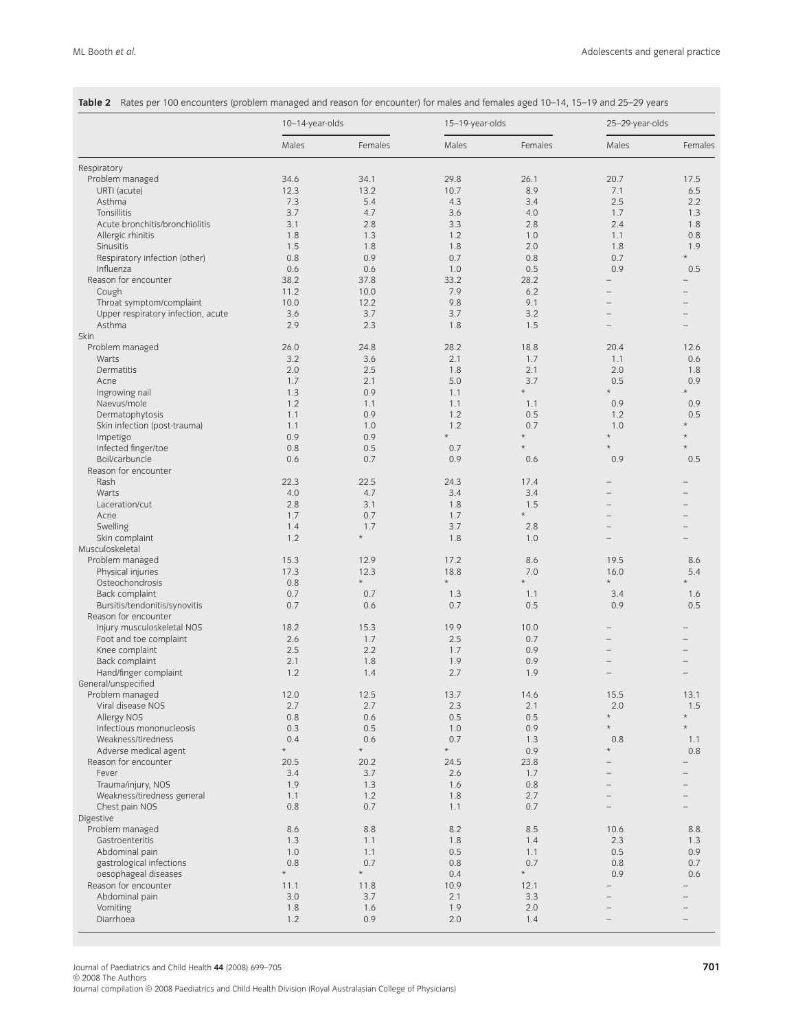**Table 2** Rates per 100 encounters (problem managed and reason for encounter) for males and females aged 10–14, 15–19 and 25–29 years

| | 10–14-year-olds | | 15–19-year-olds | | 25–29-year-olds | |
|---|---|---|---|---|---|---|
| | Males | Females | Males | Females | Males | Females |
| Respiratory | | | | | | |
| Problem managed | 34.6 | 34.1 | 29.8 | 26.1 | 20.7 | 17.5 |
| URTI (acute) | 12.3 | 13.2 | 10.7 | 8.9 | 7.1 | 6.5 |
| Asthma | 7.3 | 5.4 | 4.3 | 3.4 | 2.5 | 2.2 |
| Tonsillitis | 3.7 | 4.7 | 3.6 | 4.0 | 1.7 | 1.3 |
| Acute bronchitis/bronchiolitis | 3.1 | 2.8 | 3.3 | 2.8 | 2.4 | 1.8 |
| Allergic rhinitis | 1.8 | 1.3 | 1.2 | 1.0 | 1.1 | 0.8 |
| Sinusitis | 1.5 | 1.8 | 1.8 | 2.0 | 1.8 | 1.9 |
| Respiratory infection (other) | 0.8 | 0.9 | 0.7 | 0.8 | 0.7 | * |
| Influenza | 0.6 | 0.6 | 1.0 | 0.5 | 0.9 | 0.5 |
| Reason for encounter | 38.2 | 37.8 | 33.2 | 28.2 | – | – |
| Cough | 11.2 | 10.0 | 7.9 | 6.2 | – | – |
| Throat symptom/complaint | 10.0 | 12.2 | 9.8 | 9.1 | – | – |
| Upper respiratory infection, acute | 3.6 | 3.7 | 3.7 | 3.2 | – | – |
| Asthma | 2.9 | 2.3 | 1.8 | 1.5 | – | – |
| Skin | | | | | | |
| Problem managed | 26.0 | 24.8 | 28.2 | 18.8 | 20.4 | 12.6 |
| Warts | 3.2 | 3.6 | 2.1 | 1.7 | 1.1 | 0.6 |
| Dermatitis | 2.0 | 2.5 | 1.8 | 2.1 | 2.0 | 1.8 |
| Acne | 1.7 | 2.1 | 5.0 | 3.7 | 0.5 | 0.9 |
| Ingrowing nail | 1.3 | 0.9 | 1.1 | * | * | * |
| Naevus/mole | 1.2 | 1.1 | 1.1 | 1.1 | 0.9 | 0.9 |
| Dermatophytosis | 1.1 | 0.9 | 1.2 | 0.5 | 1.2 | 0.5 |
| Skin infection (post-trauma) | 1.1 | 1.0 | 1.2 | 0.7 | 1.0 | * |
| Impetigo | 0.9 | 0.9 | * | * | * | * |
| Infected finger/toe | 0.8 | 0.5 | 0.7 | * | * | * |
| Boil/carbuncle | 0.6 | 0.7 | 0.9 | 0.6 | 0.9 | 0.5 |
| Reason for encounter | | | | | | |
| Rash | 22.3 | 22.5 | 24.3 | 17.4 | – | – |
| Warts | 4.0 | 4.7 | 3.4 | 3.4 | – | – |
| Laceration/cut | 2.8 | 3.1 | 1.8 | 1.5 | – | – |
| Acne | 1.7 | 0.7 | 1.7 | * | – | – |
| Swelling | 1.4 | 1.7 | 3.7 | 2.8 | – | – |
| Skin complaint | 1.2 | * | 1.8 | 1.0 | – | – |
| Musculoskeletal | | | | | | |
| Problem managed | 15.3 | 12.9 | 17.2 | 8.6 | 19.5 | 8.6 |
| Physical injuries | 17.3 | 12.3 | 18.8 | 7.0 | 16.0 | 5.4 |
| Osteochondrosis | 0.8 | * | * | * | * | * |
| Back complaint | 0.7 | 0.7 | 1.3 | 1.1 | 3.4 | 1.6 |
| Bursitis/tendonitis/synovitis | 0.7 | 0.6 | 0.7 | 0.5 | 0.9 | 0.5 |
| Reason for encounter | | | | | | |
| Injury musculoskeletal NOS | 18.2 | 15.3 | 19.9 | 10.0 | – | – |
| Foot and toe complaint | 2.6 | 1.7 | 2.5 | 0.7 | – | – |
| Knee complaint | 2.5 | 2.2 | 1.7 | 0.9 | – | – |
| Back complaint | 2.1 | 1.8 | 1.9 | 0.9 | – | – |
| Hand/finger complaint | 1.2 | 1.4 | 2.7 | 1.9 | – | – |
| General/unspecified | | | | | | |
| Problem managed | 12.0 | 12.5 | 13.7 | 14.6 | 15.5 | 13.1 |
| Viral disease NOS | 2.7 | 2.7 | 2.3 | 2.1 | 2.0 | 1.5 |
| Allergy NOS | 0.8 | 0.6 | 0.5 | 0.5 | * | * |
| Infectious mononucleosis | 0.3 | 0.5 | 1.0 | 0.9 | * | * |
| Weakness/tiredness | 0.4 | 0.6 | 0.7 | 1.3 | 0.8 | 1.1 |
| Adverse medical agent | * | * | * | 0.9 | * | 0.8 |
| Reason for encounter | 20.5 | 20.2 | 24.5 | 23.8 | – | – |
| Fever | 3.4 | 3.7 | 2.6 | 1.7 | – | – |
| Trauma/injury, NOS | 1.9 | 1.3 | 1.6 | 0.8 | – | – |
| Weakness/tiredness general | 1.1 | 1.2 | 1.8 | 2.7 | – | – |
| Chest pain NOS | 0.8 | 0.7 | 1.1 | 0.7 | – | – |
| Digestive | | | | | | |
| Problem managed | 8.6 | 8.8 | 8.2 | 8.5 | 10.6 | 8.8 |
| Gastroenteritis | 1.3 | 1.1 | 1.8 | 1.4 | 2.3 | 1.3 |
| Abdominal pain | 1.0 | 1.1 | 0.5 | 1.1 | 0.5 | 0.9 |
| gastrological infections | 0.8 | 0.7 | 0.8 | 0.7 | 0.8 | 0.7 |
| oesophageal diseases | * | * | 0.4 | * | 0.9 | 0.6 |
| Reason for encounter | 11.1 | 11.8 | 10.9 | 12.1 | – | – |
| Abdominal pain | 3.0 | 3.7 | 2.1 | 3.3 | – | – |
| Vomiting | 1.8 | 1.6 | 1.9 | 2.0 | – | – |
| Diarrhoea | 1.2 | 0.9 | 2.0 | 1.4 | – | – |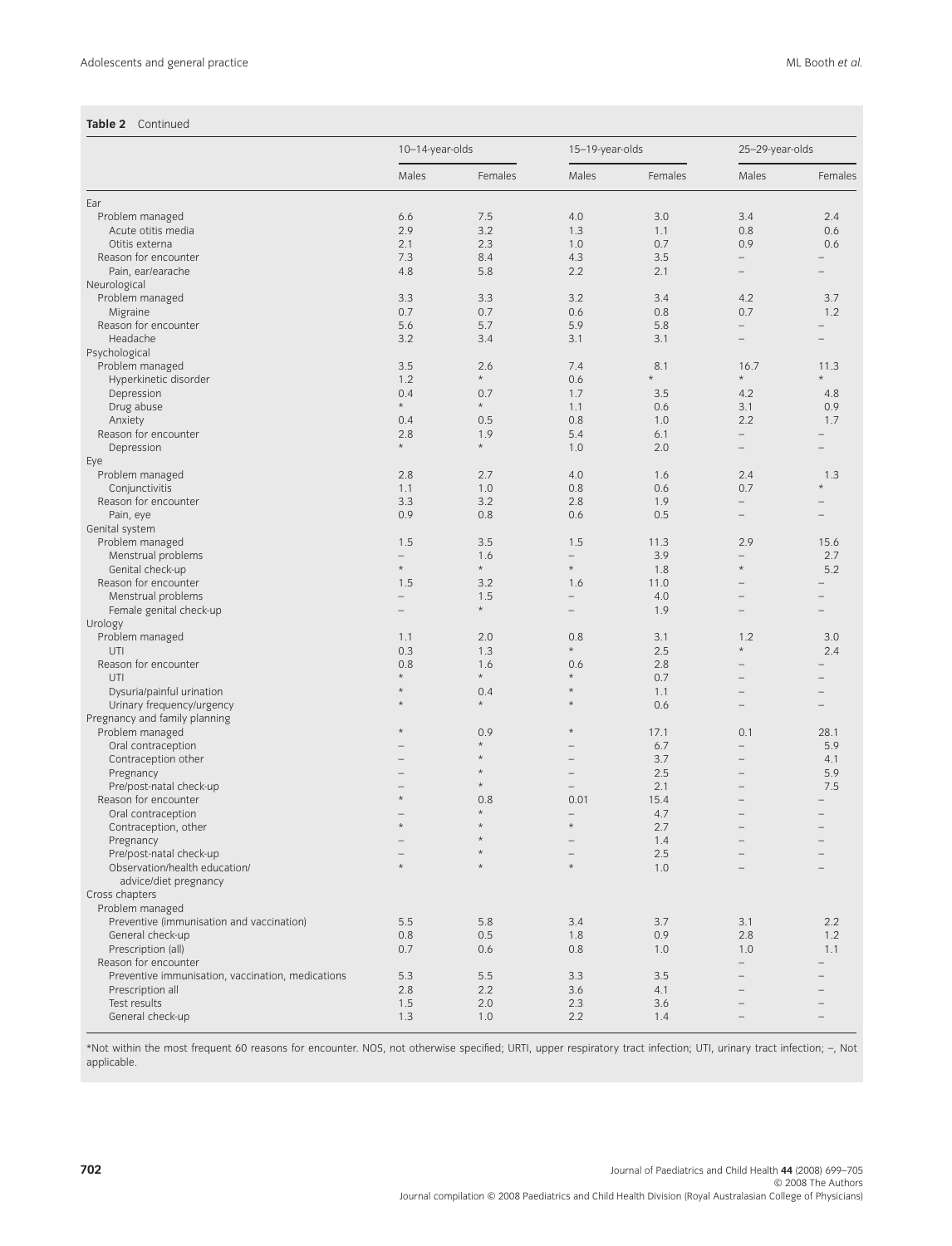**Table 2** Continued

| | 10–14-year-olds | | 15–19-year-olds | | 25–29-year-olds | |
|---|---|---|---|---|---|---|
| | Males | Females | Males | Females | Males | Females |
| Ear | | | | | | |
| Problem managed | 6.6 | 7.5 | 4.0 | 3.0 | 3.4 | 2.4 |
| Acute otitis media | 2.9 | 3.2 | 1.3 | 1.1 | 0.8 | 0.6 |
| Otitis externa | 2.1 | 2.3 | 1.0 | 0.7 | 0.9 | 0.6 |
| Reason for encounter | 7.3 | 8.4 | 4.3 | 3.5 | – | – |
| Pain, ear/earache | 4.8 | 5.8 | 2.2 | 2.1 | – | – |
| Neurological | | | | | | |
| Problem managed | 3.3 | 3.3 | 3.2 | 3.4 | 4.2 | 3.7 |
| Migraine | 0.7 | 0.7 | 0.6 | 0.8 | 0.7 | 1.2 |
| Reason for encounter | 5.6 | 5.7 | 5.9 | 5.8 | – | – |
| Headache | 3.2 | 3.4 | 3.1 | 3.1 | – | – |
| Psychological | | | | | | |
| Problem managed | 3.5 | 2.6 | 7.4 | 8.1 | 16.7 | 11.3 |
| Hyperkinetic disorder | 1.2 | * | 0.6 | * | * | * |
| Depression | 0.4 | 0.7 | 1.7 | 3.5 | 4.2 | 4.8 |
| Drug abuse | * | * | 1.1 | 0.6 | 3.1 | 0.9 |
| Anxiety | 0.4 | 0.5 | 0.8 | 1.0 | 2.2 | 1.7 |
| Reason for encounter | 2.8 | 1.9 | 5.4 | 6.1 | – | – |
| Depression | * | * | 1.0 | 2.0 | – | – |
| Eye | | | | | | |
| Problem managed | 2.8 | 2.7 | 4.0 | 1.6 | 2.4 | 1.3 |
| Conjunctivitis | 1.1 | 1.0 | 0.8 | 0.6 | 0.7 | * |
| Reason for encounter | 3.3 | 3.2 | 2.8 | 1.9 | – | – |
| Pain, eye | 0.9 | 0.8 | 0.6 | 0.5 | – | – |
| Genital system | | | | | | |
| Problem managed | 1.5 | 3.5 | 1.5 | 11.3 | 2.9 | 15.6 |
| Menstrual problems | – | 1.6 | – | 3.9 | – | 2.7 |
| Genital check-up | * | * | * | 1.8 | * | 5.2 |
| Reason for encounter | 1.5 | 3.2 | 1.6 | 11.0 | – | – |
| Menstrual problems | – | 1.5 | – | 4.0 | – | – |
| Female genital check-up | – | * | – | 1.9 | – | – |
| Urology | | | | | | |
| Problem managed | 1.1 | 2.0 | 0.8 | 3.1 | 1.2 | 3.0 |
| UTI | 0.3 | 1.3 | * | 2.5 | * | 2.4 |
| Reason for encounter | 0.8 | 1.6 | 0.6 | 2.8 | – | – |
| UTI | * | * | * | 0.7 | – | – |
| Dysuria/painful urination | * | 0.4 | * | 1.1 | – | – |
| Urinary frequency/urgency | * | * | * | 0.6 | – | – |
| Pregnancy and family planning | | | | | | |
| Problem managed | * | 0.9 | * | 17.1 | 0.1 | 28.1 |
| Oral contraception | – | * | – | 6.7 | – | 5.9 |
| Contraception other | – | * | – | 3.7 | – | 4.1 |
| Pregnancy | – | * | – | 2.5 | – | 5.9 |
| Pre/post-natal check-up | – | * | – | 2.1 | – | 7.5 |
| Reason for encounter | * | 0.8 | 0.01 | 15.4 | – | – |
| Oral contraception | – | * | – | 4.7 | – | – |
| Contraception, other | * | * | * | 2.7 | – | – |
| Pregnancy | – | * | – | 1.4 | – | – |
| Pre/post-natal check-up | – | * | – | 2.5 | – | – |
| Observation/health education/ advice/diet pregnancy | * | * | * | 1.0 | – | – |
| Cross chapters | | | | | | |
| Problem managed | | | | | | |
| Preventive (immunisation and vaccination) | 5.5 | 5.8 | 3.4 | 3.7 | 3.1 | 2.2 |
| General check-up | 0.8 | 0.5 | 1.8 | 0.9 | 2.8 | 1.2 |
| Prescription (all) | 0.7 | 0.6 | 0.8 | 1.0 | 1.0 | 1.1 |
| Reason for encounter | | | | | – | – |
| Preventive immunisation, vaccination, medications | 5.3 | 5.5 | 3.3 | 3.5 | – | – |
| Prescription all | 2.8 | 2.2 | 3.6 | 4.1 | – | – |
| Test results | 1.5 | 2.0 | 2.3 | 3.6 | – | – |
| General check-up | 1.3 | 1.0 | 2.2 | 1.4 | – | – |

*Not within the most frequent 60 reasons for encounter. NOS, not otherwise specified; URTI, upper respiratory tract infection; UTI, urinary tract infection; –, Not applicable.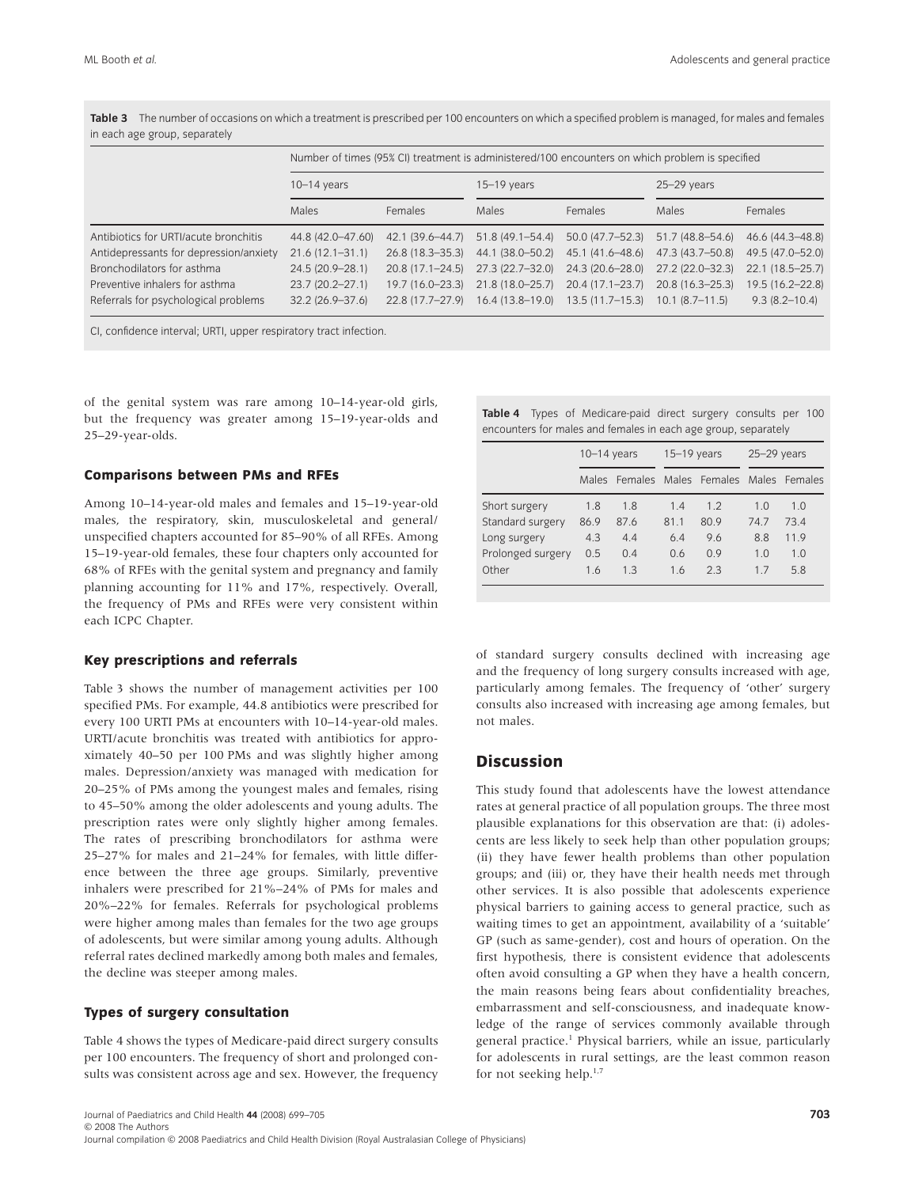**Table 3** The number of occasions on which a treatment is prescribed per 100 encounters on which a specified problem is managed, for males and females in each age group, separately

| | Number of times (95% CI) treatment is administered/100 encounters on which problem is specified | | | | | |
|---|---|---|---|---|---|---|
| | 10–14 years | | 15–19 years | | 25–29 years | |
| | Males | Females | Males | Females | Males | Females |
| Antibiotics for URTI/acute bronchitis | 44.8 (42.0–47.60) | 42.1 (39.6–44.7) | 51.8 (49.1–54.4) | 50.0 (47.7–52.3) | 51.7 (48.8–54.6) | 46.6 (44.3–48.8) |
| Antidepressants for depression/anxiety | 21.6 (12.1–31.1) | 26.8 (18.3–35.3) | 44.1 (38.0–50.2) | 45.1 (41.6–48.6) | 47.3 (43.7–50.8) | 49.5 (47.0–52.0) |
| Bronchodilators for asthma | 24.5 (20.9–28.1) | 20.8 (17.1–24.5) | 27.3 (22.7–32.0) | 24.3 (20.6–28.0) | 27.2 (22.0–32.3) | 22.1 (18.5–25.7) |
| Preventive inhalers for asthma | 23.7 (20.2–27.1) | 19.7 (16.0–23.3) | 21.8 (18.0–25.7) | 20.4 (17.1–23.7) | 20.8 (16.3–25.3) | 19.5 (16.2–22.8) |
| Referrals for psychological problems | 32.2 (26.9–37.6) | 22.8 (17.7–27.9) | 16.4 (13.8–19.0) | 13.5 (11.7–15.3) | 10.1 (8.7–11.5) | 9.3 (8.2–10.4) |

CI, confidence interval; URTI, upper respiratory tract infection.

of the genital system was rare among 10–14-year-old girls, but the frequency was greater among 15–19-year-olds and 25–29-year-olds.

### Comparisons between PMs and RFEs

Among 10–14-year-old males and females and 15–19-year-old males, the respiratory, skin, musculoskeletal and general/unspecified chapters accounted for 85–90% of all RFEs. Among 15–19-year-old females, these four chapters only accounted for 68% of RFEs with the genital system and pregnancy and family planning accounting for 11% and 17%, respectively. Overall, the frequency of PMs and RFEs were very consistent within each ICPC Chapter.

### Key prescriptions and referrals

Table 3 shows the number of management activities per 100 specified PMs. For example, 44.8 antibiotics were prescribed for every 100 URTI PMs at encounters with 10–14-year-old males. URTI/acute bronchitis was treated with antibiotics for approximately 40–50 per 100 PMs and was slightly higher among males. Depression/anxiety was managed with medication for 20–25% of PMs among the youngest males and females, rising to 45–50% among the older adolescents and young adults. The prescription rates were only slightly higher among females. The rates of prescribing bronchodilators for asthma were 25–27% for males and 21–24% for females, with little difference between the three age groups. Similarly, preventive inhalers were prescribed for 21%–24% of PMs for males and 20%–22% for females. Referrals for psychological problems were higher among males than females for the two age groups of adolescents, but were similar among young adults. Although referral rates declined markedly among both males and females, the decline was steeper among males.

### Types of surgery consultation

Table 4 shows the types of Medicare-paid direct surgery consults per 100 encounters. The frequency of short and prolonged consults was consistent across age and sex. However, the frequency of standard surgery consults declined with increasing age and the frequency of long surgery consults increased with age, particularly among females. The frequency of 'other' surgery consults also increased with increasing age among females, but not males.

**Table 4** Types of Medicare-paid direct surgery consults per 100 encounters for males and females in each age group, separately

| | 10–14 years | | 15–19 years | | 25–29 years | |
|---|---|---|---|---|---|---|
| | Males | Females | Males | Females | Males | Females |
| Short surgery | 1.8 | 1.8 | 1.4 | 1.2 | 1.0 | 1.0 |
| Standard surgery | 86.9 | 87.6 | 81.1 | 80.9 | 74.7 | 73.4 |
| Long surgery | 4.3 | 4.4 | 6.4 | 9.6 | 8.8 | 11.9 |
| Prolonged surgery | 0.5 | 0.4 | 0.6 | 0.9 | 1.0 | 1.0 |
| Other | 1.6 | 1.3 | 1.6 | 2.3 | 1.7 | 5.8 |

## Discussion

This study found that adolescents have the lowest attendance rates at general practice of all population groups. The three most plausible explanations for this observation are that: (i) adolescents are less likely to seek help than other population groups; (ii) they have fewer health problems than other population groups; and (iii) or, they have their health needs met through other services. It is also possible that adolescents experience physical barriers to gaining access to general practice, such as waiting times to get an appointment, availability of a 'suitable' GP (such as same-gender), cost and hours of operation. On the first hypothesis, there is consistent evidence that adolescents often avoid consulting a GP when they have a health concern, the main reasons being fears about confidentiality breaches, embarrassment and self-consciousness, and inadequate knowledge of the range of services commonly available through general practice.[1] Physical barriers, while an issue, particularly for adolescents in rural settings, are the least common reason for not seeking help.[1,7]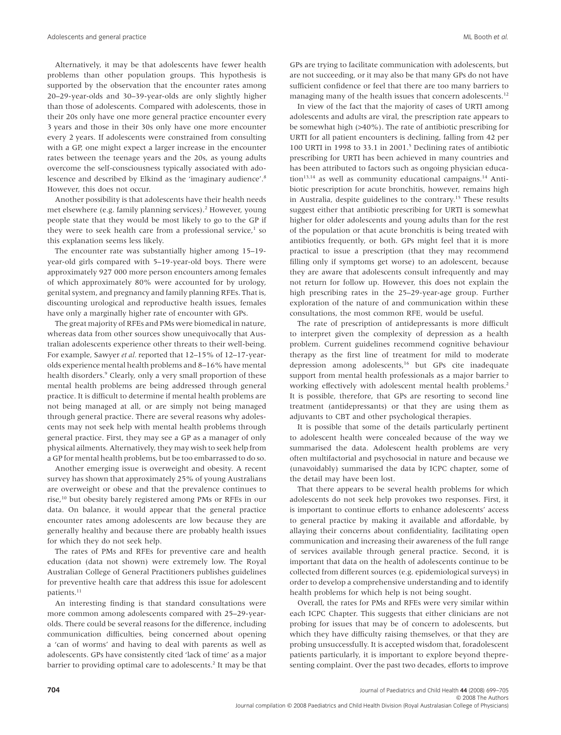Alternatively, it may be that adolescents have fewer health problems than other population groups. This hypothesis is supported by the observation that the encounter rates among 20–29-year-olds and 30–39-year-olds are only slightly higher than those of adolescents. Compared with adolescents, those in their 20s only have one more general practice encounter every 3 years and those in their 30s only have one more encounter every 2 years. If adolescents were constrained from consulting with a GP, one might expect a larger increase in the encounter rates between the teenage years and the 20s, as young adults overcome the self-consciousness typically associated with adolescence and described by Elkind as the 'imaginary audience'.[8] However, this does not occur.

Another possibility is that adolescents have their health needs met elsewhere (e.g. family planning services).[2] However, young people state that they would be most likely to go to the GP if they were to seek health care from a professional service,[1] so this explanation seems less likely.

The encounter rate was substantially higher among 15–19-year-old girls compared with 5–19-year-old boys. There were approximately 927 000 more person encounters among females of which approximately 80% were accounted for by urology, genital system, and pregnancy and family planning RFEs. That is, discounting urological and reproductive health issues, females have only a marginally higher rate of encounter with GPs.

The great majority of RFEs and PMs were biomedical in nature, whereas data from other sources show unequivocally that Australian adolescents experience other threats to their well-being. For example, Sawyer *et al.* reported that 12–15% of 12–17-year-olds experience mental health problems and 8–16% have mental health disorders.[9] Clearly, only a very small proportion of these mental health problems are being addressed through general practice. It is difficult to determine if mental health problems are not being managed at all, or are simply not being managed through general practice. There are several reasons why adolescents may not seek help with mental health problems through general practice. First, they may see a GP as a manager of only physical ailments. Alternatively, they may wish to seek help from a GP for mental health problems, but be too embarrassed to do so.

Another emerging issue is overweight and obesity. A recent survey has shown that approximately 25% of young Australians are overweight or obese and that the prevalence continues to rise,[10] but obesity barely registered among PMs or RFEs in our data. On balance, it would appear that the general practice encounter rates among adolescents are low because they are generally healthy and because there are probably health issues for which they do not seek help.

The rates of PMs and RFEs for preventive care and health education (data not shown) were extremely low. The Royal Australian College of General Practitioners publishes guidelines for preventive health care that address this issue for adolescent patients.[11]

An interesting finding is that standard consultations were more common among adolescents compared with 25–29-year-olds. There could be several reasons for the difference, including communication difficulties, being concerned about opening a 'can of worms' and having to deal with parents as well as adolescents. GPs have consistently cited 'lack of time' as a major barrier to providing optimal care to adolescents.[2] It may be that GPs are trying to facilitate communication with adolescents, but are not succeeding, or it may also be that many GPs do not have sufficient confidence or feel that there are too many barriers to managing many of the health issues that concern adolescents.[12]

In view of the fact that the majority of cases of URTI among adolescents and adults are viral, the prescription rate appears to be somewhat high (>40%). The rate of antibiotic prescribing for URTI for all patient encounters is declining, falling from 42 per 100 URTI in 1998 to 33.1 in 2001.[5] Declining rates of antibiotic prescribing for URTI has been achieved in many countries and has been attributed to factors such as ongoing physician education[13,14] as well as community educational campaigns.[14] Antibiotic prescription for acute bronchitis, however, remains high in Australia, despite guidelines to the contrary.[15] These results suggest either that antibiotic prescribing for URTI is somewhat higher for older adolescents and young adults than for the rest of the population or that acute bronchitis is being treated with antibiotics frequently, or both. GPs might feel that it is more practical to issue a prescription (that they may recommend filling only if symptoms get worse) to an adolescent, because they are aware that adolescents consult infrequently and may not return for follow up. However, this does not explain the high prescribing rates in the 25–29-year-age group. Further exploration of the nature of and communication within these consultations, the most common RFE, would be useful.

The rate of prescription of antidepressants is more difficult to interpret given the complexity of depression as a health problem. Current guidelines recommend cognitive behaviour therapy as the first line of treatment for mild to moderate depression among adolescents,[16] but GPs cite inadequate support from mental health professionals as a major barrier to working effectively with adolescent mental health problems.[2] It is possible, therefore, that GPs are resorting to second line treatment (antidepressants) or that they are using them as adjuvants to CBT and other psychological therapies.

It is possible that some of the details particularly pertinent to adolescent health were concealed because of the way we summarised the data. Adolescent health problems are very often multifactorial and psychosocial in nature and because we (unavoidably) summarised the data by ICPC chapter, some of the detail may have been lost.

That there appears to be several health problems for which adolescents do not seek help provokes two responses. First, it is important to continue efforts to enhance adolescents' access to general practice by making it available and affordable, by allaying their concerns about confidentiality, facilitating open communication and increasing their awareness of the full range of services available through general practice. Second, it is important that data on the health of adolescents continue to be collected from different sources (e.g. epidemiological surveys) in order to develop a comprehensive understanding and to identify health problems for which help is not being sought.

Overall, the rates for PMs and RFEs were very similar within each ICPC Chapter. This suggests that either clinicians are not probing for issues that may be of concern to adolescents, but which they have difficulty raising themselves, or that they are probing unsuccessfully. It is accepted wisdom that, foradolescent patients particularly, it is important to explore beyond thepresenting complaint. Over the past two decades, efforts to improve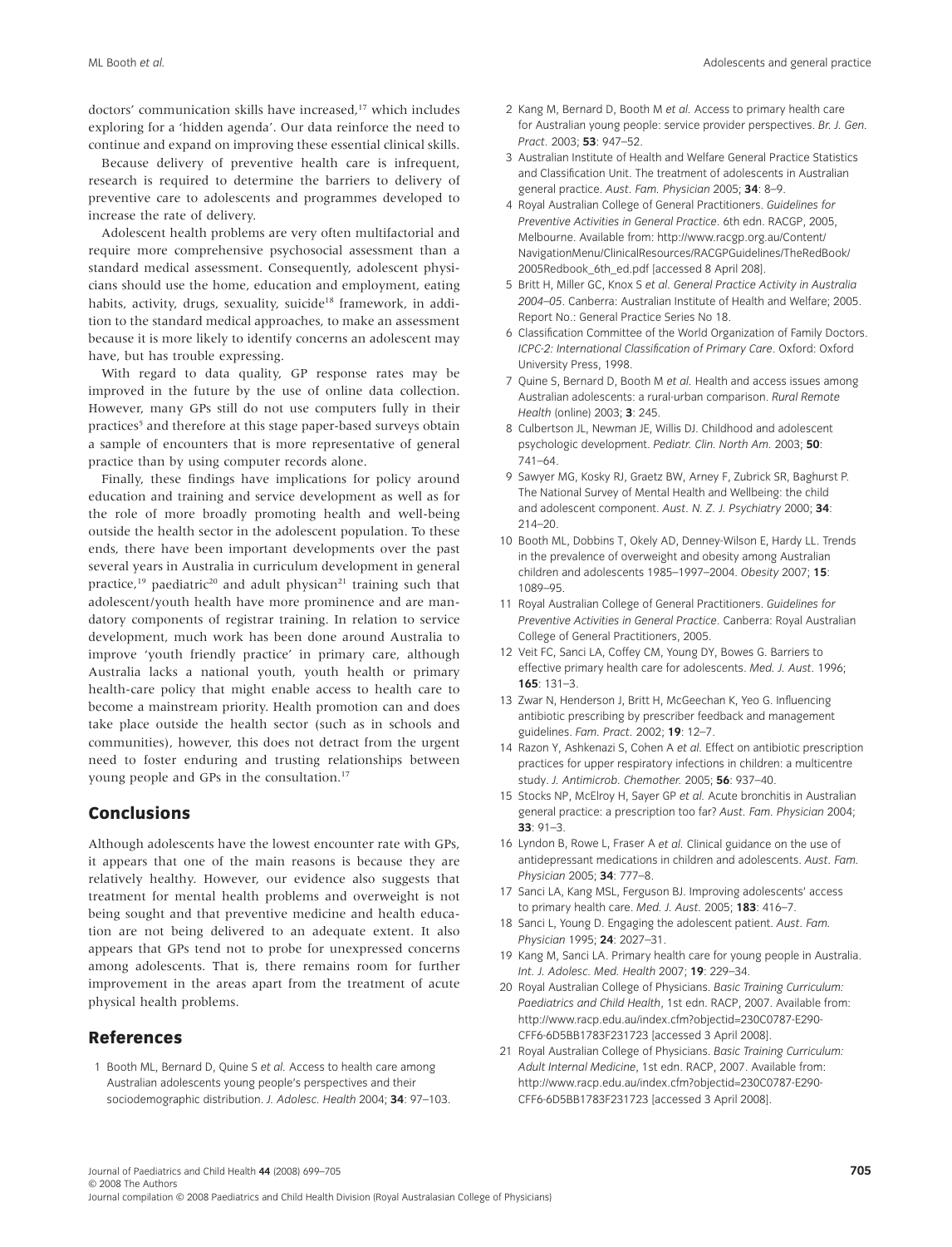doctors' communication skills have increased,[17] which includes exploring for a 'hidden agenda'. Our data reinforce the need to continue and expand on improving these essential clinical skills.

Because delivery of preventive health care is infrequent, research is required to determine the barriers to delivery of preventive care to adolescents and programmes developed to increase the rate of delivery.

Adolescent health problems are very often multifactorial and require more comprehensive psychosocial assessment than a standard medical assessment. Consequently, adolescent physicians should use the home, education and employment, eating habits, activity, drugs, sexuality, suicide[18] framework, in addition to the standard medical approaches, to make an assessment because it is more likely to identify concerns an adolescent may have, but has trouble expressing.

With regard to data quality, GP response rates may be improved in the future by the use of online data collection. However, many GPs still do not use computers fully in their practices[5] and therefore at this stage paper-based surveys obtain a sample of encounters that is more representative of general practice than by using computer records alone.

Finally, these findings have implications for policy around education and training and service development as well as for the role of more broadly promoting health and well-being outside the health sector in the adolescent population. To these ends, there have been important developments over the past several years in Australia in curriculum development in general practice,[19] paediatric[20] and adult physican[21] training such that adolescent/youth health have more prominence and are mandatory components of registrar training. In relation to service development, much work has been done around Australia to improve 'youth friendly practice' in primary care, although Australia lacks a national youth, youth health or primary health-care policy that might enable access to health care to become a mainstream priority. Health promotion can and does take place outside the health sector (such as in schools and communities), however, this does not detract from the urgent need to foster enduring and trusting relationships between young people and GPs in the consultation.[17]

## Conclusions

Although adolescents have the lowest encounter rate with GPs, it appears that one of the main reasons is because they are relatively healthy. However, our evidence also suggests that treatment for mental health problems and overweight is not being sought and that preventive medicine and health education are not being delivered to an adequate extent. It also appears that GPs tend not to probe for unexpressed concerns among adolescents. That is, there remains room for further improvement in the areas apart from the treatment of acute physical health problems.

## References

1. Booth ML, Bernard D, Quine S *et al.* Access to health care among Australian adolescents young people's perspectives and their sociodemographic distribution. *J. Adolesc. Health* 2004; **34**: 97–103.
2. Kang M, Bernard D, Booth M *et al.* Access to primary health care for Australian young people: service provider perspectives. *Br. J. Gen. Pract.* 2003; **53**: 947–52.
3. Australian Institute of Health and Welfare General Practice Statistics and Classification Unit. The treatment of adolescents in Australian general practice. *Aust. Fam. Physician* 2005; **34**: 8–9.
4. Royal Australian College of General Practitioners. *Guidelines for Preventive Activities in General Practice*. 6th edn. RACGP, 2005, Melbourne. Available from: http://www.racgp.org.au/Content/NavigationMenu/ClinicalResources/RACGPGuidelines/TheRedBook/2005Redbook_6th_ed.pdf [accessed 8 April 208].
5. Britt H, Miller GC, Knox S *et al. General Practice Activity in Australia 2004–05*. Canberra: Australian Institute of Health and Welfare; 2005. Report No.: General Practice Series No 18.
6. Classification Committee of the World Organization of Family Doctors. *ICPC-2: International Classification of Primary Care*. Oxford: Oxford University Press, 1998.
7. Quine S, Bernard D, Booth M *et al.* Health and access issues among Australian adolescents: a rural-urban comparison. *Rural Remote Health* (online) 2003; **3**: 245.
8. Culbertson JL, Newman JE, Willis DJ. Childhood and adolescent psychologic development. *Pediatr. Clin. North Am.* 2003; **50**: 741–64.
9. Sawyer MG, Kosky RJ, Graetz BW, Arney F, Zubrick SR, Baghurst P. The National Survey of Mental Health and Wellbeing: the child and adolescent component. *Aust. N. Z. J. Psychiatry* 2000; **34**: 214–20.
10. Booth ML, Dobbins T, Okely AD, Denney-Wilson E, Hardy LL. Trends in the prevalence of overweight and obesity among Australian children and adolescents 1985–1997–2004. *Obesity* 2007; **15**: 1089–95.
11. Royal Australian College of General Practitioners. *Guidelines for Preventive Activities in General Practice*. Canberra: Royal Australian College of General Practitioners, 2005.
12. Veit FC, Sanci LA, Coffey CM, Young DY, Bowes G. Barriers to effective primary health care for adolescents. *Med. J. Aust.* 1996; **165**: 131–3.
13. Zwar N, Henderson J, Britt H, McGeechan K, Yeo G. Influencing antibiotic prescribing by prescriber feedback and management guidelines. *Fam. Pract.* 2002; **19**: 12–7.
14. Razon Y, Ashkenazi S, Cohen A *et al.* Effect on antibiotic prescription practices for upper respiratory infections in children: a multicentre study. *J. Antimicrob. Chemother.* 2005; **56**: 937–40.
15. Stocks NP, McElroy H, Sayer GP *et al.* Acute bronchitis in Australian general practice: a prescription too far? *Aust. Fam. Physician* 2004; **33**: 91–3.
16. Lyndon B, Rowe L, Fraser A *et al.* Clinical guidance on the use of antidepressant medications in children and adolescents. *Aust. Fam. Physician* 2005; **34**: 777–8.
17. Sanci LA, Kang MSL, Ferguson BJ. Improving adolescents' access to primary health care. *Med. J. Aust.* 2005; **183**: 416–7.
18. Sanci L, Young D. Engaging the adolescent patient. *Aust. Fam. Physician* 1995; **24**: 2027–31.
19. Kang M, Sanci LA. Primary health care for young people in Australia. *Int. J. Adolesc. Med. Health* 2007; **19**: 229–34.
20. Royal Australian College of Physicians. *Basic Training Curriculum: Paediatrics and Child Health*, 1st edn. RACP, 2007. Available from: http://www.racp.edu.au/index.cfm?objectid=230C0787-E290-CFF6-6D5BB1783F231723 [accessed 3 April 2008].
21. Royal Australian College of Physicians. *Basic Training Curriculum: Adult Internal Medicine*, 1st edn. RACP, 2007. Available from: http://www.racp.edu.au/index.cfm?objectid=230C0787-E290-CFF6-6D5BB1783F231723 [accessed 3 April 2008].